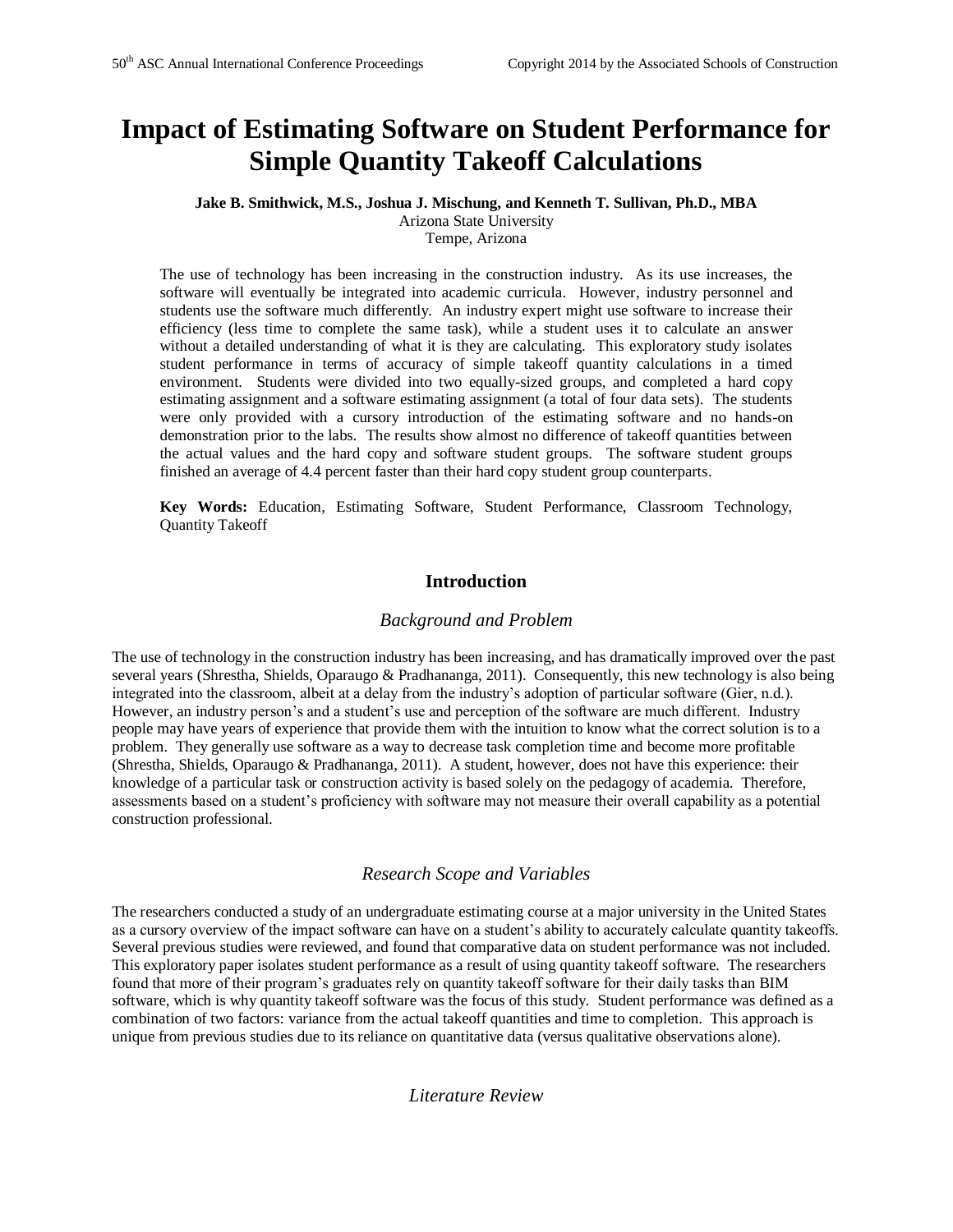# Impact of Estimating Software on Student Performance for Simple Quantity Takeoff Calculations

**Jake B. Smithwick, M.S., Joshua J. Mischung, and Kenneth T. Sullivan, Ph.D., MBA**
Arizona State University
Tempe, Arizona

The use of technology has been increasing in the construction industry. As its use increases, the software will eventually be integrated into academic curricula. However, industry personnel and students use the software much differently. An industry expert might use software to increase their efficiency (less time to complete the same task), while a student uses it to calculate an answer without a detailed understanding of what it is they are calculating. This exploratory study isolates student performance in terms of accuracy of simple takeoff quantity calculations in a timed environment. Students were divided into two equally-sized groups, and completed a hard copy estimating assignment and a software estimating assignment (a total of four data sets). The students were only provided with a cursory introduction of the estimating software and no hands-on demonstration prior to the labs. The results show almost no difference of takeoff quantities between the actual values and the hard copy and software student groups. The software student groups finished an average of 4.4 percent faster than their hard copy student group counterparts.

**Key Words:** Education, Estimating Software, Student Performance, Classroom Technology, Quantity Takeoff

## Introduction

### *Background and Problem*

The use of technology in the construction industry has been increasing, and has dramatically improved over the past several years (Shrestha, Shields, Oparaugo & Pradhananga, 2011). Consequently, this new technology is also being integrated into the classroom, albeit at a delay from the industry's adoption of particular software (Gier, n.d.). However, an industry person's and a student's use and perception of the software are much different. Industry people may have years of experience that provide them with the intuition to know what the correct solution is to a problem. They generally use software as a way to decrease task completion time and become more profitable (Shrestha, Shields, Oparaugo & Pradhananga, 2011). A student, however, does not have this experience: their knowledge of a particular task or construction activity is based solely on the pedagogy of academia. Therefore, assessments based on a student's proficiency with software may not measure their overall capability as a potential construction professional.

### *Research Scope and Variables*

The researchers conducted a study of an undergraduate estimating course at a major university in the United States as a cursory overview of the impact software can have on a student's ability to accurately calculate quantity takeoffs. Several previous studies were reviewed, and found that comparative data on student performance was not included. This exploratory paper isolates student performance as a result of using quantity takeoff software. The researchers found that more of their program's graduates rely on quantity takeoff software for their daily tasks than BIM software, which is why quantity takeoff software was the focus of this study. Student performance was defined as a combination of two factors: variance from the actual takeoff quantities and time to completion. This approach is unique from previous studies due to its reliance on quantitative data (versus qualitative observations alone).

### *Literature Review*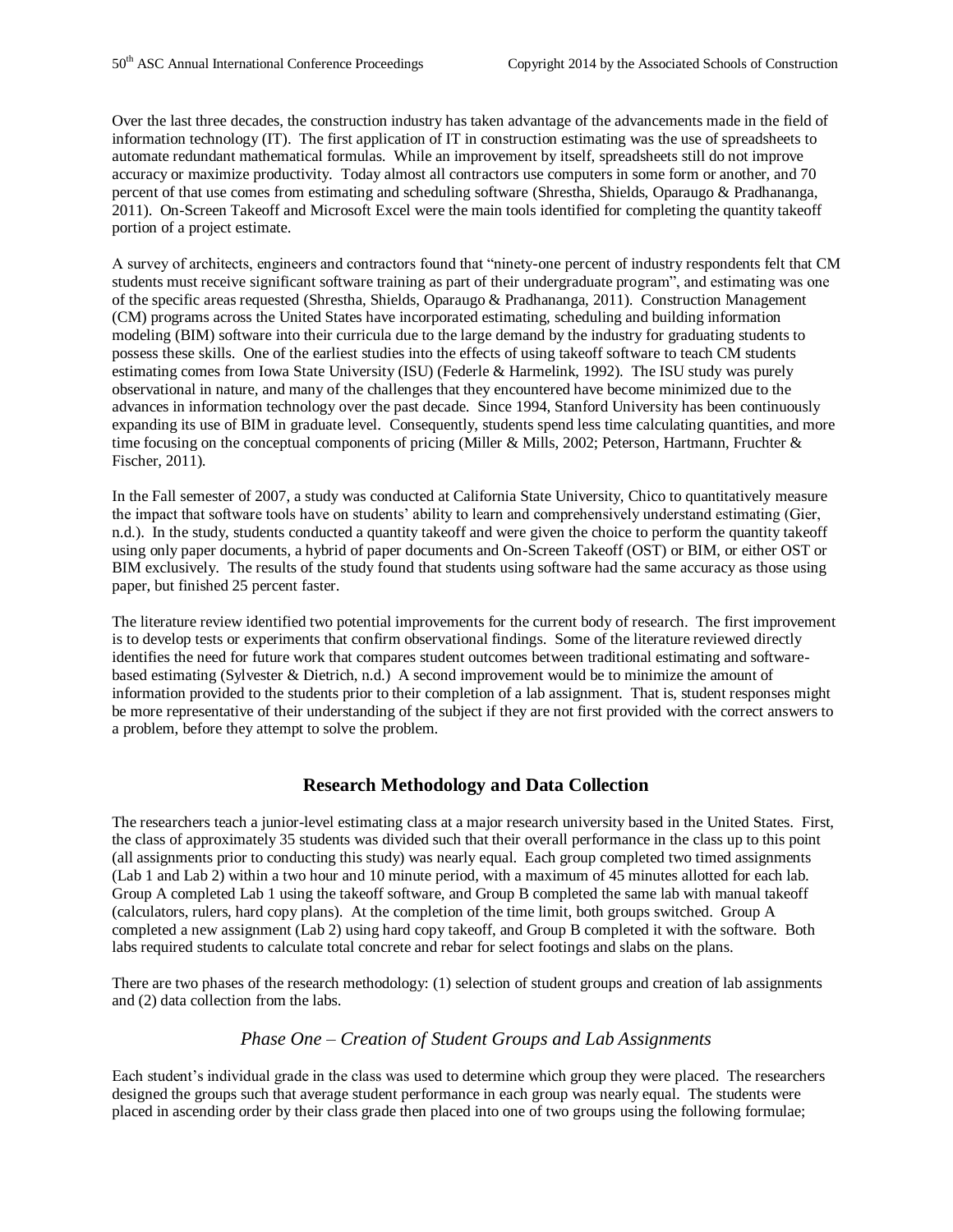Over the last three decades, the construction industry has taken advantage of the advancements made in the field of information technology (IT). The first application of IT in construction estimating was the use of spreadsheets to automate redundant mathematical formulas. While an improvement by itself, spreadsheets still do not improve accuracy or maximize productivity. Today almost all contractors use computers in some form or another, and 70 percent of that use comes from estimating and scheduling software (Shrestha, Shields, Oparaugo & Pradhananga, 2011). On-Screen Takeoff and Microsoft Excel were the main tools identified for completing the quantity takeoff portion of a project estimate.

A survey of architects, engineers and contractors found that "ninety-one percent of industry respondents felt that CM students must receive significant software training as part of their undergraduate program", and estimating was one of the specific areas requested (Shrestha, Shields, Oparaugo & Pradhananga, 2011). Construction Management (CM) programs across the United States have incorporated estimating, scheduling and building information modeling (BIM) software into their curricula due to the large demand by the industry for graduating students to possess these skills. One of the earliest studies into the effects of using takeoff software to teach CM students estimating comes from Iowa State University (ISU) (Federle & Harmelink, 1992). The ISU study was purely observational in nature, and many of the challenges that they encountered have become minimized due to the advances in information technology over the past decade. Since 1994, Stanford University has been continuously expanding its use of BIM in graduate level. Consequently, students spend less time calculating quantities, and more time focusing on the conceptual components of pricing (Miller & Mills, 2002; Peterson, Hartmann, Fruchter & Fischer, 2011).

In the Fall semester of 2007, a study was conducted at California State University, Chico to quantitatively measure the impact that software tools have on students' ability to learn and comprehensively understand estimating (Gier, n.d.). In the study, students conducted a quantity takeoff and were given the choice to perform the quantity takeoff using only paper documents, a hybrid of paper documents and On-Screen Takeoff (OST) or BIM, or either OST or BIM exclusively. The results of the study found that students using software had the same accuracy as those using paper, but finished 25 percent faster.

The literature review identified two potential improvements for the current body of research. The first improvement is to develop tests or experiments that confirm observational findings. Some of the literature reviewed directly identifies the need for future work that compares student outcomes between traditional estimating and software-based estimating (Sylvester & Dietrich, n.d.) A second improvement would be to minimize the amount of information provided to the students prior to their completion of a lab assignment. That is, student responses might be more representative of their understanding of the subject if they are not first provided with the correct answers to a problem, before they attempt to solve the problem.

## Research Methodology and Data Collection

The researchers teach a junior-level estimating class at a major research university based in the United States. First, the class of approximately 35 students was divided such that their overall performance in the class up to this point (all assignments prior to conducting this study) was nearly equal. Each group completed two timed assignments (Lab 1 and Lab 2) within a two hour and 10 minute period, with a maximum of 45 minutes allotted for each lab. Group A completed Lab 1 using the takeoff software, and Group B completed the same lab with manual takeoff (calculators, rulers, hard copy plans). At the completion of the time limit, both groups switched. Group A completed a new assignment (Lab 2) using hard copy takeoff, and Group B completed it with the software. Both labs required students to calculate total concrete and rebar for select footings and slabs on the plans.

There are two phases of the research methodology: (1) selection of student groups and creation of lab assignments and (2) data collection from the labs.

### *Phase One – Creation of Student Groups and Lab Assignments*

Each student's individual grade in the class was used to determine which group they were placed. The researchers designed the groups such that average student performance in each group was nearly equal. The students were placed in ascending order by their class grade then placed into one of two groups using the following formulae;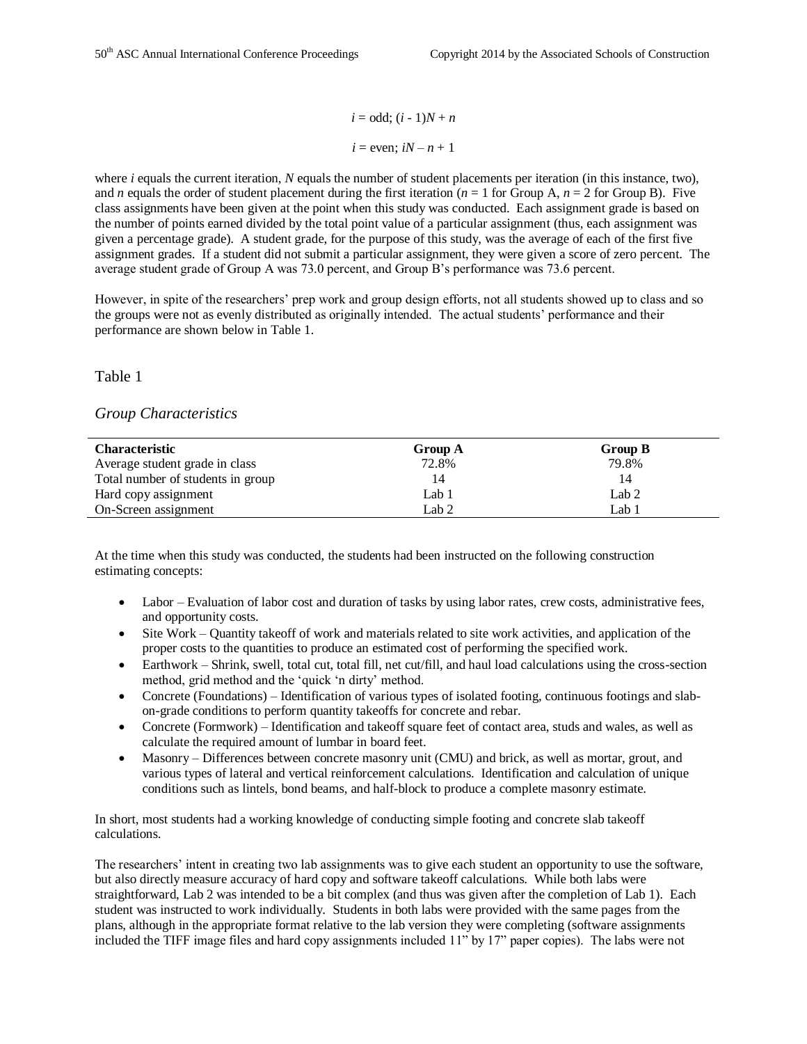$$i = \text{odd}; (i - 1)N + n$$

$$i = \text{even}; iN - n + 1$$

where $i$ equals the current iteration, $N$ equals the number of student placements per iteration (in this instance, two), and $n$ equals the order of student placement during the first iteration ($n = 1$ for Group A, $n = 2$ for Group B). Five class assignments have been given at the point when this study was conducted. Each assignment grade is based on the number of points earned divided by the total point value of a particular assignment (thus, each assignment was given a percentage grade). A student grade, for the purpose of this study, was the average of each of the first five assignment grades. If a student did not submit a particular assignment, they were given a score of zero percent. The average student grade of Group A was 73.0 percent, and Group B's performance was 73.6 percent.

However, in spite of the researchers' prep work and group design efforts, not all students showed up to class and so the groups were not as evenly distributed as originally intended. The actual students' performance and their performance are shown below in Table 1.

Table 1

*Group Characteristics*

| Characteristic | Group A | Group B |
|---|---|---|
| Average student grade in class | 72.8% | 79.8% |
| Total number of students in group | 14 | 14 |
| Hard copy assignment | Lab 1 | Lab 2 |
| On-Screen assignment | Lab 2 | Lab 1 |

At the time when this study was conducted, the students had been instructed on the following construction estimating concepts:

- Labor – Evaluation of labor cost and duration of tasks by using labor rates, crew costs, administrative fees, and opportunity costs.
- Site Work – Quantity takeoff of work and materials related to site work activities, and application of the proper costs to the quantities to produce an estimated cost of performing the specified work.
- Earthwork – Shrink, swell, total cut, total fill, net cut/fill, and haul load calculations using the cross-section method, grid method and the 'quick 'n dirty' method.
- Concrete (Foundations) – Identification of various types of isolated footing, continuous footings and slab-on-grade conditions to perform quantity takeoffs for concrete and rebar.
- Concrete (Formwork) – Identification and takeoff square feet of contact area, studs and wales, as well as calculate the required amount of lumbar in board feet.
- Masonry – Differences between concrete masonry unit (CMU) and brick, as well as mortar, grout, and various types of lateral and vertical reinforcement calculations. Identification and calculation of unique conditions such as lintels, bond beams, and half-block to produce a complete masonry estimate.

In short, most students had a working knowledge of conducting simple footing and concrete slab takeoff calculations.

The researchers' intent in creating two lab assignments was to give each student an opportunity to use the software, but also directly measure accuracy of hard copy and software takeoff calculations. While both labs were straightforward, Lab 2 was intended to be a bit complex (and thus was given after the completion of Lab 1). Each student was instructed to work individually. Students in both labs were provided with the same pages from the plans, although in the appropriate format relative to the lab version they were completing (software assignments included the TIFF image files and hard copy assignments included 11" by 17" paper copies). The labs were not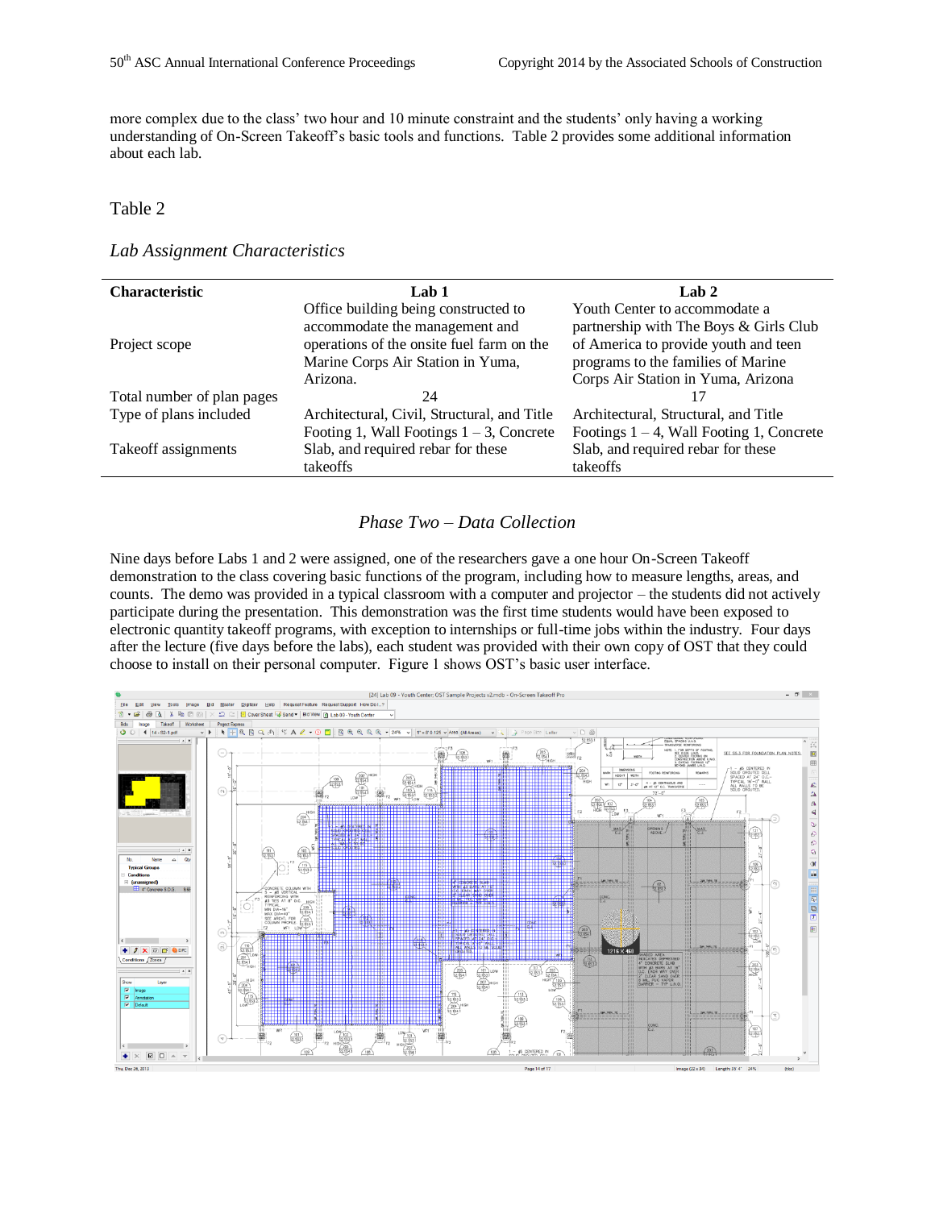more complex due to the class' two hour and 10 minute constraint and the students' only having a working understanding of On-Screen Takeoff's basic tools and functions. Table 2 provides some additional information about each lab.

Table 2

*Lab Assignment Characteristics*

| Characteristic | Lab 1 | Lab 2 |
|---|---|---|
| Project scope | Office building being constructed to accommodate the management and operations of the onsite fuel farm on the Marine Corps Air Station in Yuma, Arizona. | Youth Center to accommodate a partnership with The Boys & Girls Club of America to provide youth and teen programs to the families of Marine Corps Air Station in Yuma, Arizona |
| Total number of plan pages | 24 | 17 |
| Type of plans included | Architectural, Civil, Structural, and Title | Architectural, Structural, and Title |
| Takeoff assignments | Footing 1, Wall Footings 1 – 3, Concrete Slab, and required rebar for these takeoffs | Footings 1 – 4, Wall Footing 1, Concrete Slab, and required rebar for these takeoffs |

### *Phase Two – Data Collection*

Nine days before Labs 1 and 2 were assigned, one of the researchers gave a one hour On-Screen Takeoff demonstration to the class covering basic functions of the program, including how to measure lengths, areas, and counts. The demo was provided in a typical classroom with a computer and projector – the students did not actively participate during the presentation. This demonstration was the first time students would have been exposed to electronic quantity takeoff programs, with exception to internships or full-time jobs within the industry. Four days after the lecture (five days before the labs), each student was provided with their own copy of OST that they could choose to install on their personal computer. Figure 1 shows OST's basic user interface.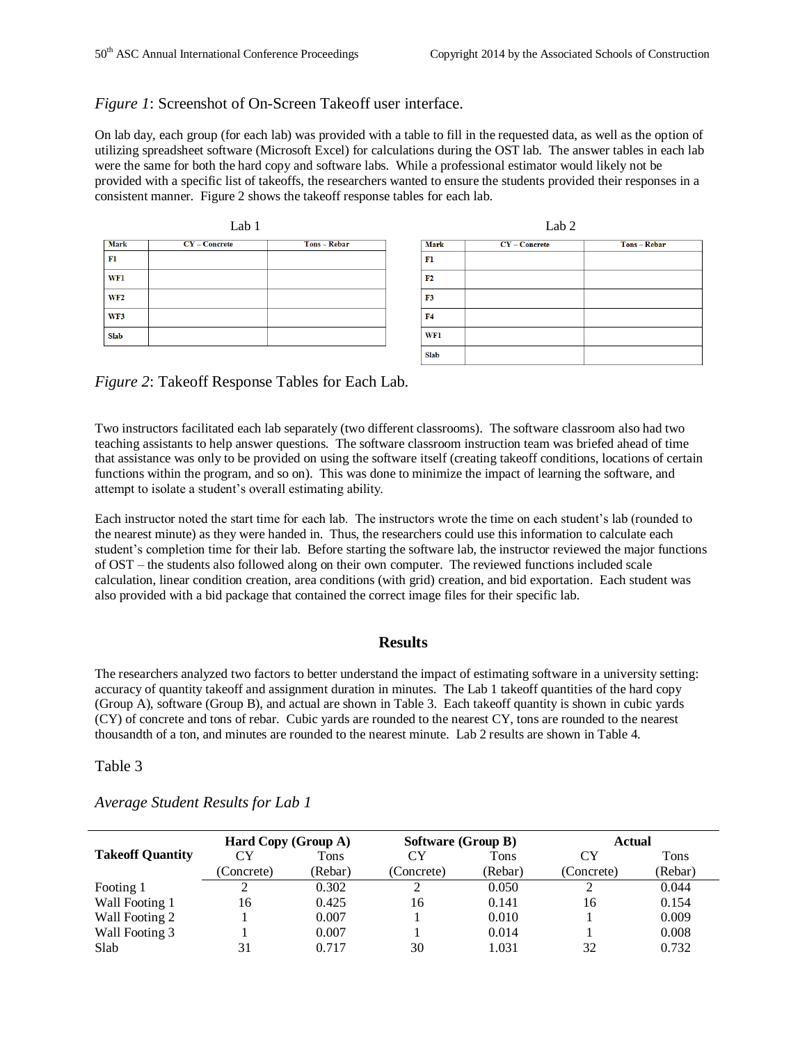*Figure 1*: Screenshot of On-Screen Takeoff user interface.

On lab day, each group (for each lab) was provided with a table to fill in the requested data, as well as the option of utilizing spreadsheet software (Microsoft Excel) for calculations during the OST lab. The answer tables in each lab were the same for both the hard copy and software labs. While a professional estimator would likely not be provided with a specific list of takeoffs, the researchers wanted to ensure the students provided their responses in a consistent manner. Figure 2 shows the takeoff response tables for each lab.

Lab 1

| Mark | CY – Concrete | Tons – Rebar |
|---|---|---|
| F1 | | |
| WF1 | | |
| WF2 | | |
| WF3 | | |
| Slab | | |

Lab 2

| Mark | CY – Concrete | Tons – Rebar |
|---|---|---|
| F1 | | |
| F2 | | |
| F3 | | |
| F4 | | |
| WF1 | | |
| Slab | | |

*Figure 2*: Takeoff Response Tables for Each Lab.

Two instructors facilitated each lab separately (two different classrooms). The software classroom also had two teaching assistants to help answer questions. The software classroom instruction team was briefed ahead of time that assistance was only to be provided on using the software itself (creating takeoff conditions, locations of certain functions within the program, and so on). This was done to minimize the impact of learning the software, and attempt to isolate a student's overall estimating ability.

Each instructor noted the start time for each lab. The instructors wrote the time on each student's lab (rounded to the nearest minute) as they were handed in. Thus, the researchers could use this information to calculate each student's completion time for their lab. Before starting the software lab, the instructor reviewed the major functions of OST – the students also followed along on their own computer. The reviewed functions included scale calculation, linear condition creation, area conditions (with grid) creation, and bid exportation. Each student was also provided with a bid package that contained the correct image files for their specific lab.

## Results

The researchers analyzed two factors to better understand the impact of estimating software in a university setting: accuracy of quantity takeoff and assignment duration in minutes. The Lab 1 takeoff quantities of the hard copy (Group A), software (Group B), and actual are shown in Table 3. Each takeoff quantity is shown in cubic yards (CY) of concrete and tons of rebar. Cubic yards are rounded to the nearest CY, tons are rounded to the nearest thousandth of a ton, and minutes are rounded to the nearest minute. Lab 2 results are shown in Table 4.

Table 3

*Average Student Results for Lab 1*

| Takeoff Quantity | Hard Copy (Group A) | | Software (Group B) | | Actual | |
|---|---|---|---|---|---|---|
| | CY (Concrete) | Tons (Rebar) | CY (Concrete) | Tons (Rebar) | CY (Concrete) | Tons (Rebar) |
| Footing 1 | 2 | 0.302 | 2 | 0.050 | 2 | 0.044 |
| Wall Footing 1 | 16 | 0.425 | 16 | 0.141 | 16 | 0.154 |
| Wall Footing 2 | 1 | 0.007 | 1 | 0.010 | 1 | 0.009 |
| Wall Footing 3 | 1 | 0.007 | 1 | 0.014 | 1 | 0.008 |
| Slab | 31 | 0.717 | 30 | 1.031 | 32 | 0.732 |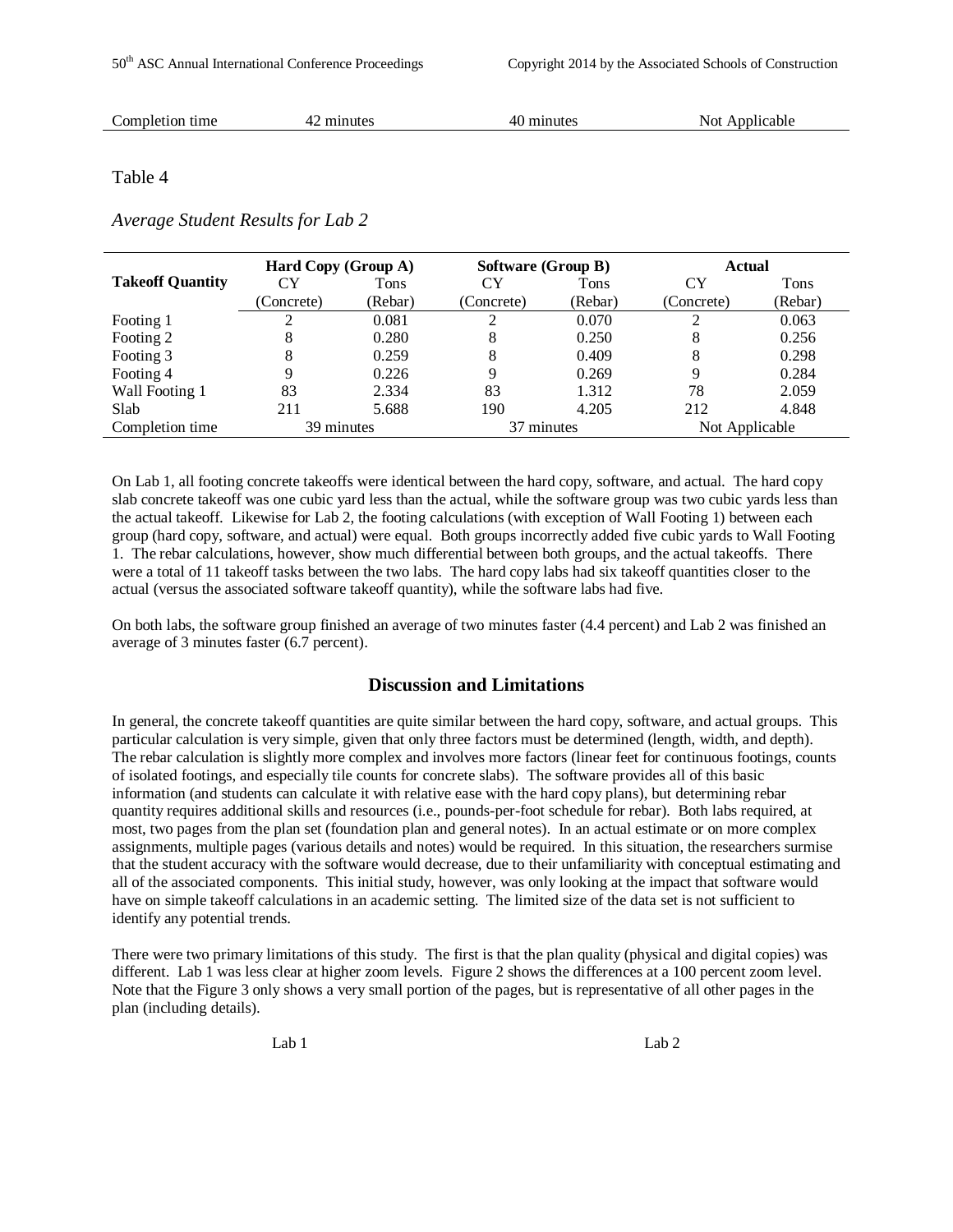| Completion time | 42 minutes | 40 minutes | Not Applicable |
|---|---|---|---|

Table 4

*Average Student Results for Lab 2*

| **Takeoff Quantity** | **Hard Copy (Group A)** | | **Software (Group B)** | | **Actual** | |
|---|---|---|---|---|---|---|
| | CY (Concrete) | Tons (Rebar) | CY (Concrete) | Tons (Rebar) | CY (Concrete) | Tons (Rebar) |
| Footing 1 | 2 | 0.081 | 2 | 0.070 | 2 | 0.063 |
| Footing 2 | 8 | 0.280 | 8 | 0.250 | 8 | 0.256 |
| Footing 3 | 8 | 0.259 | 8 | 0.409 | 8 | 0.298 |
| Footing 4 | 9 | 0.226 | 9 | 0.269 | 9 | 0.284 |
| Wall Footing 1 | 83 | 2.334 | 83 | 1.312 | 78 | 2.059 |
| Slab | 211 | 5.688 | 190 | 4.205 | 212 | 4.848 |
| Completion time | 39 minutes | | 37 minutes | | Not Applicable | |

On Lab 1, all footing concrete takeoffs were identical between the hard copy, software, and actual. The hard copy slab concrete takeoff was one cubic yard less than the actual, while the software group was two cubic yards less than the actual takeoff. Likewise for Lab 2, the footing calculations (with exception of Wall Footing 1) between each group (hard copy, software, and actual) were equal. Both groups incorrectly added five cubic yards to Wall Footing 1. The rebar calculations, however, show much differential between both groups, and the actual takeoffs. There were a total of 11 takeoff tasks between the two labs. The hard copy labs had six takeoff quantities closer to the actual (versus the associated software takeoff quantity), while the software labs had five.

On both labs, the software group finished an average of two minutes faster (4.4 percent) and Lab 2 was finished an average of 3 minutes faster (6.7 percent).

## Discussion and Limitations

In general, the concrete takeoff quantities are quite similar between the hard copy, software, and actual groups. This particular calculation is very simple, given that only three factors must be determined (length, width, and depth). The rebar calculation is slightly more complex and involves more factors (linear feet for continuous footings, counts of isolated footings, and especially tile counts for concrete slabs). The software provides all of this basic information (and students can calculate it with relative ease with the hard copy plans), but determining rebar quantity requires additional skills and resources (i.e., pounds-per-foot schedule for rebar). Both labs required, at most, two pages from the plan set (foundation plan and general notes). In an actual estimate or on more complex assignments, multiple pages (various details and notes) would be required. In this situation, the researchers surmise that the student accuracy with the software would decrease, due to their unfamiliarity with conceptual estimating and all of the associated components. This initial study, however, was only looking at the impact that software would have on simple takeoff calculations in an academic setting. The limited size of the data set is not sufficient to identify any potential trends.

There were two primary limitations of this study. The first is that the plan quality (physical and digital copies) was different. Lab 1 was less clear at higher zoom levels. Figure 2 shows the differences at a 100 percent zoom level. Note that the Figure 3 only shows a very small portion of the pages, but is representative of all other pages in the plan (including details).

Lab 1 Lab 2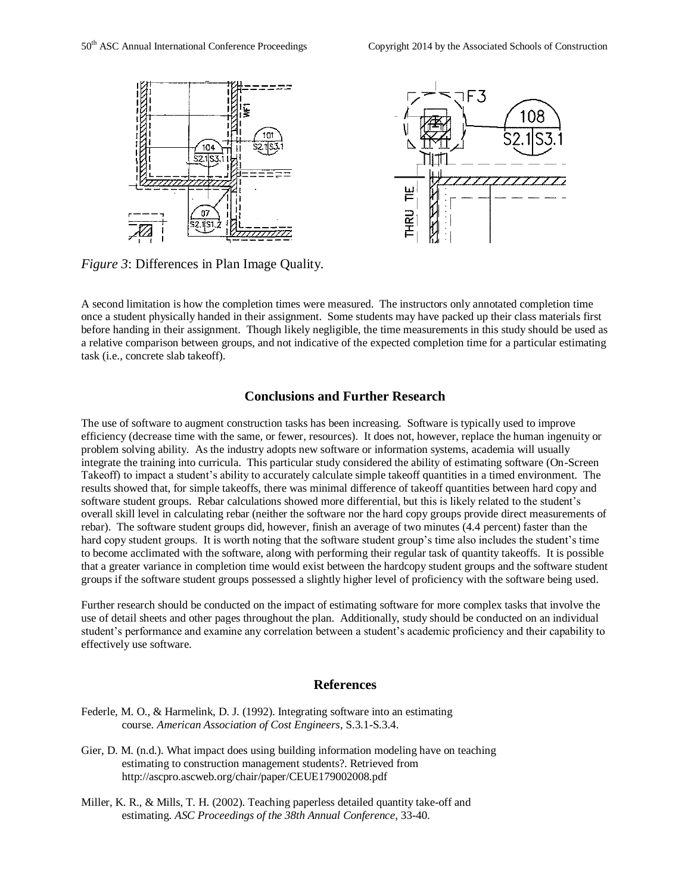*Figure 3*: Differences in Plan Image Quality.

A second limitation is how the completion times were measured. The instructors only annotated completion time once a student physically handed in their assignment. Some students may have packed up their class materials first before handing in their assignment. Though likely negligible, the time measurements in this study should be used as a relative comparison between groups, and not indicative of the expected completion time for a particular estimating task (i.e., concrete slab takeoff).

## Conclusions and Further Research

The use of software to augment construction tasks has been increasing. Software is typically used to improve efficiency (decrease time with the same, or fewer, resources). It does not, however, replace the human ingenuity or problem solving ability. As the industry adopts new software or information systems, academia will usually integrate the training into curricula. This particular study considered the ability of estimating software (On-Screen Takeoff) to impact a student's ability to accurately calculate simple takeoff quantities in a timed environment. The results showed that, for simple takeoffs, there was minimal difference of takeoff quantities between hard copy and software student groups. Rebar calculations showed more differential, but this is likely related to the student's overall skill level in calculating rebar (neither the software nor the hard copy groups provide direct measurements of rebar). The software student groups did, however, finish an average of two minutes (4.4 percent) faster than the hard copy student groups. It is worth noting that the software student group's time also includes the student's time to become acclimated with the software, along with performing their regular task of quantity takeoffs. It is possible that a greater variance in completion time would exist between the hardcopy student groups and the software student groups if the software student groups possessed a slightly higher level of proficiency with the software being used.

Further research should be conducted on the impact of estimating software for more complex tasks that involve the use of detail sheets and other pages throughout the plan. Additionally, study should be conducted on an individual student's performance and examine any correlation between a student's academic proficiency and their capability to effectively use software.

## References

Federle, M. O., & Harmelink, D. J. (1992). Integrating software into an estimating course. *American Association of Cost Engineers*, S.3.1-S.3.4.

Gier, D. M. (n.d.). What impact does using building information modeling have on teaching estimating to construction management students?. Retrieved from http://ascpro.ascweb.org/chair/paper/CEUE179002008.pdf

Miller, K. R., & Mills, T. H. (2002). Teaching paperless detailed quantity take-off and estimating. *ASC Proceedings of the 38th Annual Conference*, 33-40.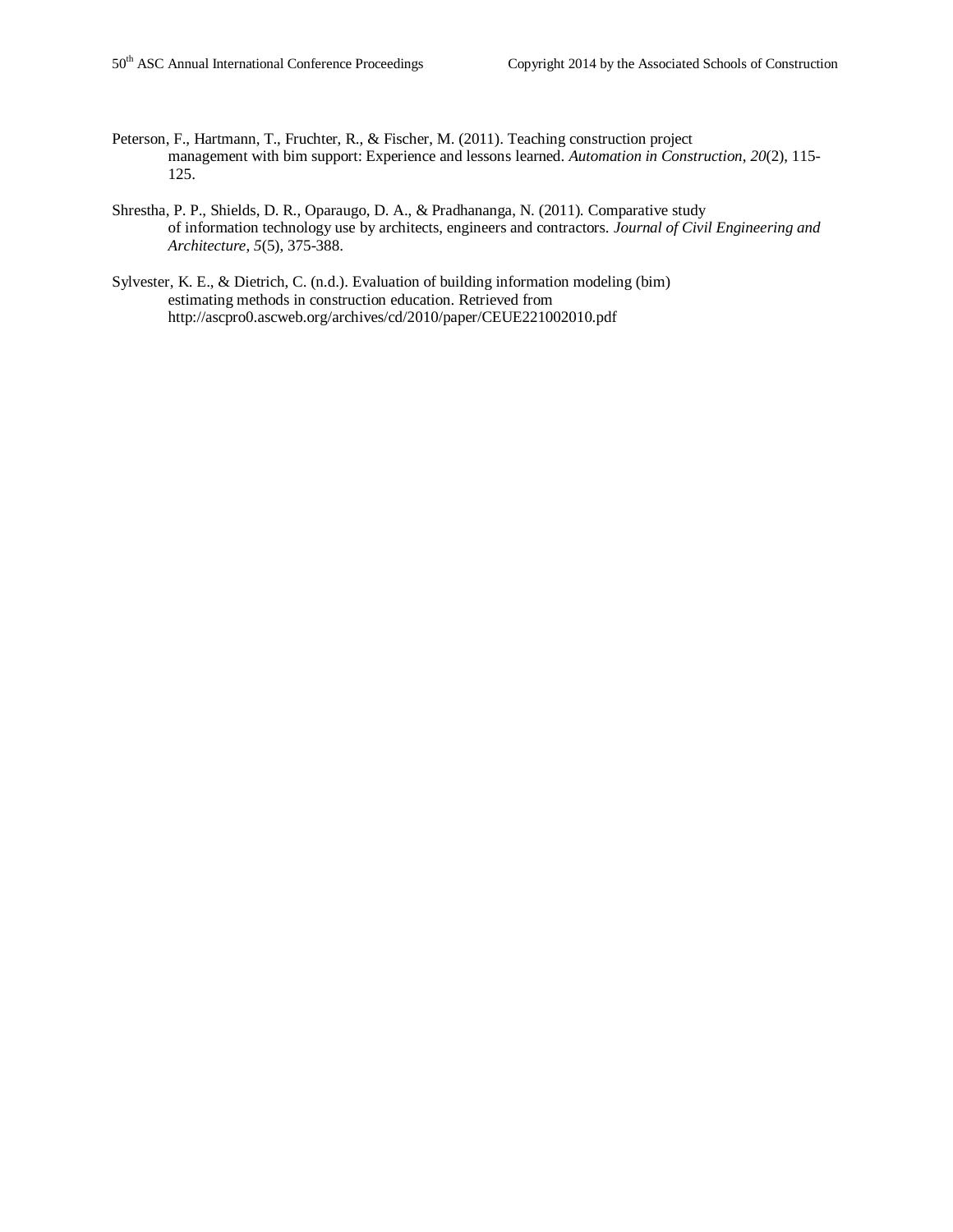Peterson, F., Hartmann, T., Fruchter, R., & Fischer, M. (2011). Teaching construction project management with bim support: Experience and lessons learned. *Automation in Construction*, *20*(2), 115-125.

Shrestha, P. P., Shields, D. R., Oparaugo, D. A., & Pradhananga, N. (2011). Comparative study of information technology use by architects, engineers and contractors. *Journal of Civil Engineering and Architecture*, *5*(5), 375-388.

Sylvester, K. E., & Dietrich, C. (n.d.). Evaluation of building information modeling (bim) estimating methods in construction education. Retrieved from http://ascpro0.ascweb.org/archives/cd/2010/paper/CEUE221002010.pdf